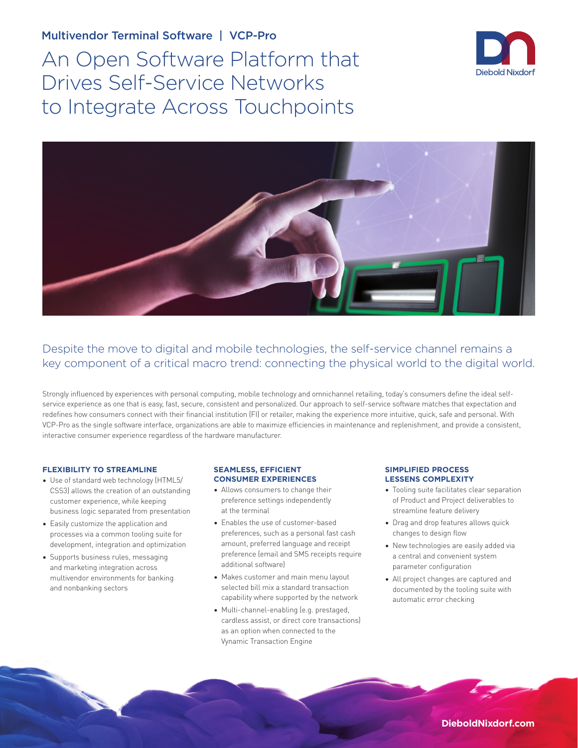Multivendor Terminal Software | VCP-Pro

# An Open Software Platform that Drives Self-Service Networks to Integrate Across Touchpoints

## Despite the move to digital and mobile technologies, the self-service channel remains a key component of a critical macro trend: connecting the physical world to the digital world.

Strongly influenced by experiences with personal computing, mobile technology and omnichannel retailing, today's consumers define the ideal self-service experience as one that is easy, fast, secure, consistent and personalized. Our approach to self-service software matches that expectation and redefines how consumers connect with their financial institution (FI) or retailer, making the experience more intuitive, quick, safe and personal. With VCP-Pro as the single software interface, organizations are able to maximize efficiencies in maintenance and replenishment, and provide a consistent, interactive consumer experience regardless of the hardware manufacturer.

### FLEXIBILITY TO STREAMLINE

- Use of standard web technology (HTML5/CSS3) allows the creation of an outstanding customer experience, while keeping business logic separated from presentation
- Easily customize the application and processes via a common tooling suite for development, integration and optimization
- Supports business rules, messaging and marketing integration across multivendor environments for banking and nonbanking sectors

### SEAMLESS, EFFICIENT CONSUMER EXPERIENCES

- Allows consumers to change their preference settings independently at the terminal
- Enables the use of customer-based preferences, such as a personal fast cash amount, preferred language and receipt preference (email and SMS receipts require additional software)
- Makes customer and main menu layout selected bill mix a standard transaction capability where supported by the network
- Multi-channel-enabling (e.g. prestaged, cardless assist, or direct core transactions) as an option when connected to the Vynamic Transaction Engine

### SIMPLIFIED PROCESS LESSENS COMPLEXITY

- Tooling suite facilitates clear separation of Product and Project deliverables to streamline feature delivery
- Drag and drop features allows quick changes to design flow
- New technologies are easily added via a central and convenient system parameter configuration
- All project changes are captured and documented by the tooling suite with automatic error checking

DieboldNixdorf.com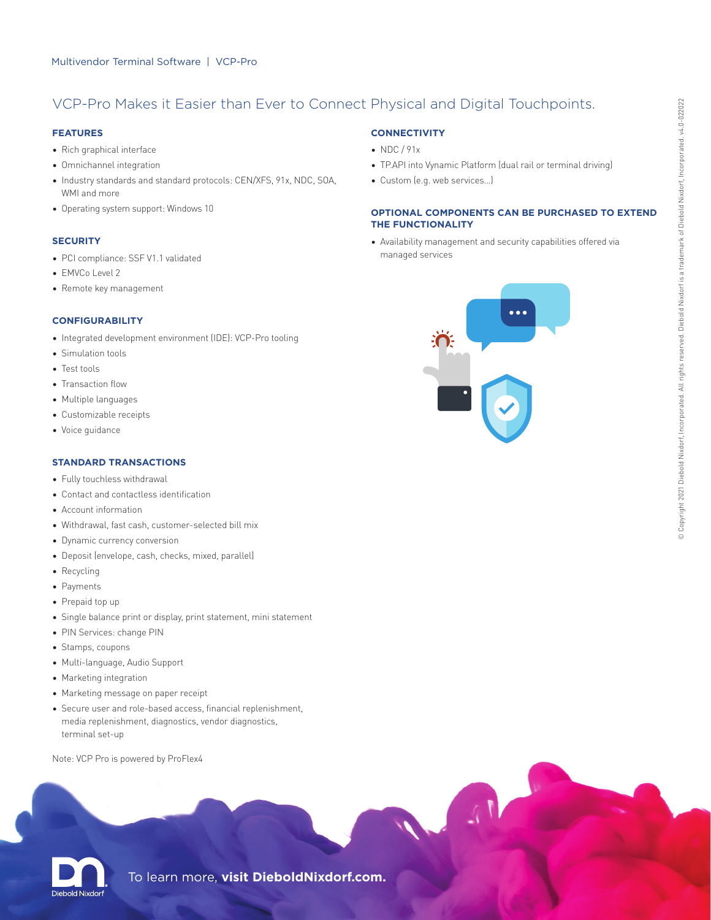# VCP-Pro Makes it Easier than Ever to Connect Physical and Digital Touchpoints.

### FEATURES

- Rich graphical interface
- Omnichannel integration
- Industry standards and standard protocols: CEN/XFS, 91x, NDC, SOA, WMI and more
- Operating system support: Windows 10

### SECURITY

- PCI compliance: SSF V1.1 validated
- EMVCo Level 2
- Remote key management

### CONFIGURABILITY

- Integrated development environment (IDE): VCP-Pro tooling
- Simulation tools
- Test tools
- Transaction flow
- Multiple languages
- Customizable receipts
- Voice guidance

### STANDARD TRANSACTIONS

- Fully touchless withdrawal
- Contact and contactless identification
- Account information
- Withdrawal, fast cash, customer-selected bill mix
- Dynamic currency conversion
- Deposit (envelope, cash, checks, mixed, parallel)
- Recycling
- Payments
- Prepaid top up
- Single balance print or display, print statement, mini statement
- PIN Services: change PIN
- Stamps, coupons
- Multi-language, Audio Support
- Marketing integration
- Marketing message on paper receipt
- Secure user and role-based access, financial replenishment, media replenishment, diagnostics, vendor diagnostics, terminal set-up

Note: VCP Pro is powered by ProFlex4

### CONNECTIVITY

- NDC / 91x
- TP.API into Vynamic Platform (dual rail or terminal driving)
- Custom (e.g. web services…)

### OPTIONAL COMPONENTS CAN BE PURCHASED TO EXTEND THE FUNCTIONALITY

- Availability management and security capabilities offered via managed services

© Copyright 2021 Diebold Nixdorf, Incorporated. All rights reserved. Diebold Nixdorf is a trademark of Diebold Nixdorf, Incorporated. v4.0-022022

To learn more, **visit DieboldNixdorf.com.**